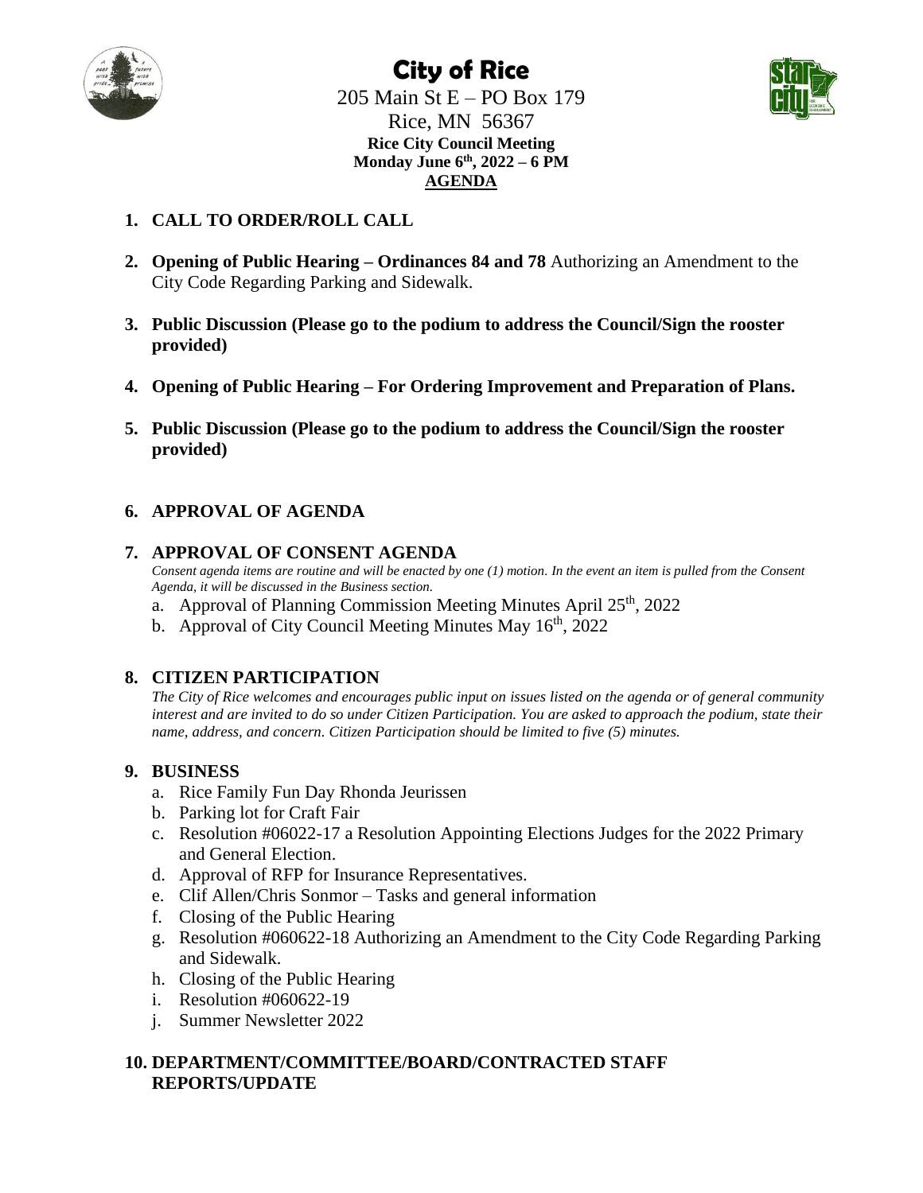# City of Rice

205 Main St E – PO Box 179
Rice, MN 56367

**Rice City Council Meeting**
**Monday June 6th, 2022 – 6 PM**
**AGENDA**

1. **CALL TO ORDER/ROLL CALL**

2. **Opening of Public Hearing – Ordinances 84 and 78** Authorizing an Amendment to the City Code Regarding Parking and Sidewalk.

3. **Public Discussion (Please go to the podium to address the Council/Sign the rooster provided)**

4. **Opening of Public Hearing – For Ordering Improvement and Preparation of Plans.**

5. **Public Discussion (Please go to the podium to address the Council/Sign the rooster provided)**

6. **APPROVAL OF AGENDA**

7. **APPROVAL OF CONSENT AGENDA**
   *Consent agenda items are routine and will be enacted by one (1) motion. In the event an item is pulled from the Consent Agenda, it will be discussed in the Business section.*
   a. Approval of Planning Commission Meeting Minutes April 25th, 2022
   b. Approval of City Council Meeting Minutes May 16th, 2022

8. **CITIZEN PARTICIPATION**
   *The City of Rice welcomes and encourages public input on issues listed on the agenda or of general community interest and are invited to do so under Citizen Participation. You are asked to approach the podium, state their name, address, and concern. Citizen Participation should be limited to five (5) minutes.*

9. **BUSINESS**
   a. Rice Family Fun Day Rhonda Jeurissen
   b. Parking lot for Craft Fair
   c. Resolution #06022-17 a Resolution Appointing Elections Judges for the 2022 Primary and General Election.
   d. Approval of RFP for Insurance Representatives.
   e. Clif Allen/Chris Sonmor – Tasks and general information
   f. Closing of the Public Hearing
   g. Resolution #060622-18 Authorizing an Amendment to the City Code Regarding Parking and Sidewalk.
   h. Closing of the Public Hearing
   i. Resolution #060622-19
   j. Summer Newsletter 2022

10. **DEPARTMENT/COMMITTEE/BOARD/CONTRACTED STAFF REPORTS/UPDATE**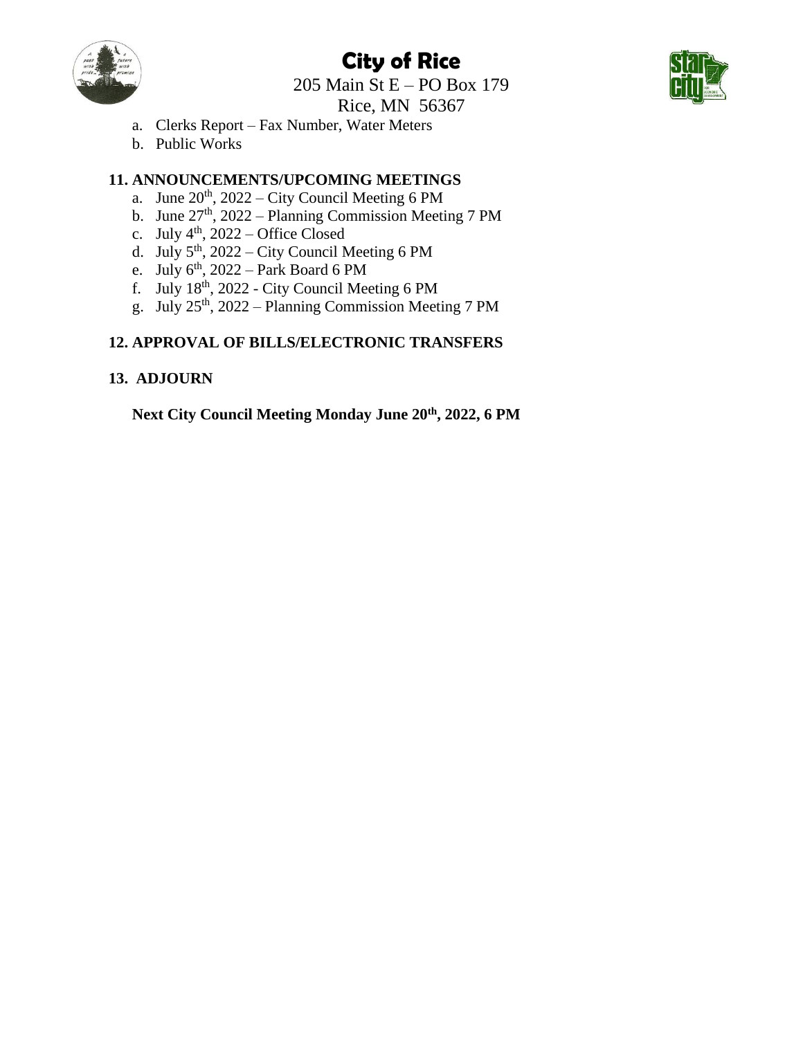# City of Rice

205 Main St E – PO Box 179
Rice, MN 56367

a. Clerks Report – Fax Number, Water Meters
b. Public Works

**11. ANNOUNCEMENTS/UPCOMING MEETINGS**

a. June 20th, 2022 – City Council Meeting 6 PM
b. June 27th, 2022 – Planning Commission Meeting 7 PM
c. July 4th, 2022 – Office Closed
d. July 5th, 2022 – City Council Meeting 6 PM
e. July 6th, 2022 – Park Board 6 PM
f. July 18th, 2022 - City Council Meeting 6 PM
g. July 25th, 2022 – Planning Commission Meeting 7 PM

**12. APPROVAL OF BILLS/ELECTRONIC TRANSFERS**

**13. ADJOURN**

**Next City Council Meeting Monday June 20th, 2022, 6 PM**